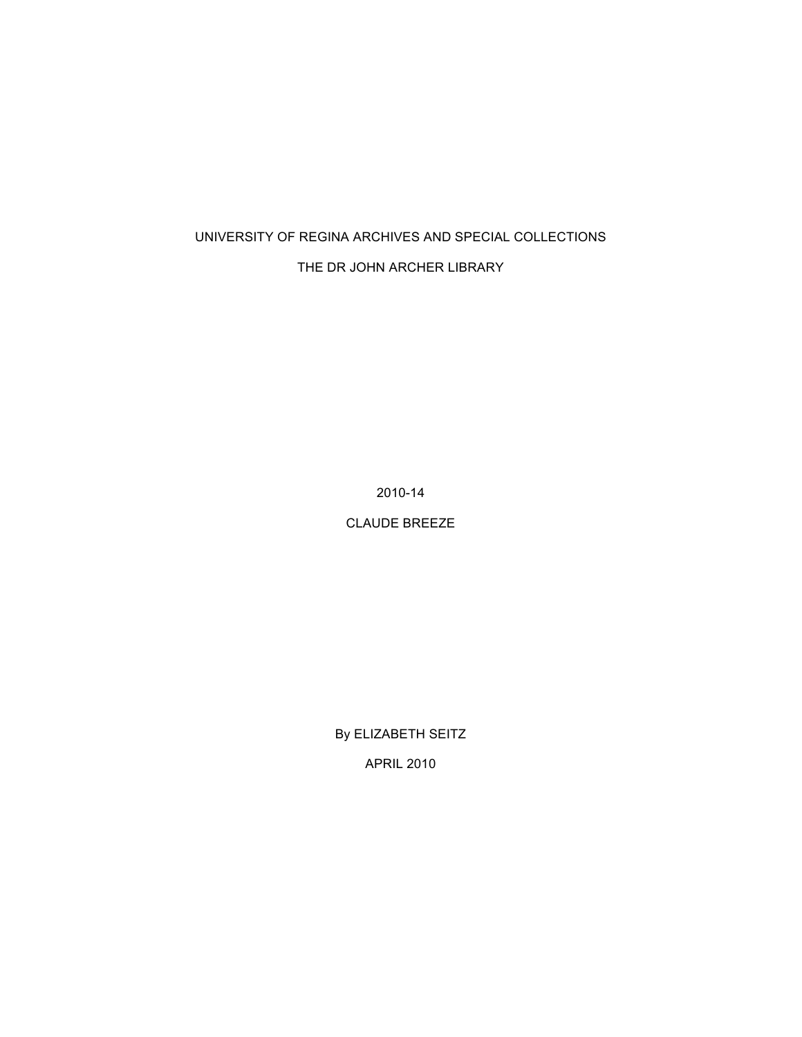UNIVERSITY OF REGINA ARCHIVES AND SPECIAL COLLECTIONS

THE DR JOHN ARCHER LIBRARY

2010-14

CLAUDE BREEZE

By ELIZABETH SEITZ

APRIL 2010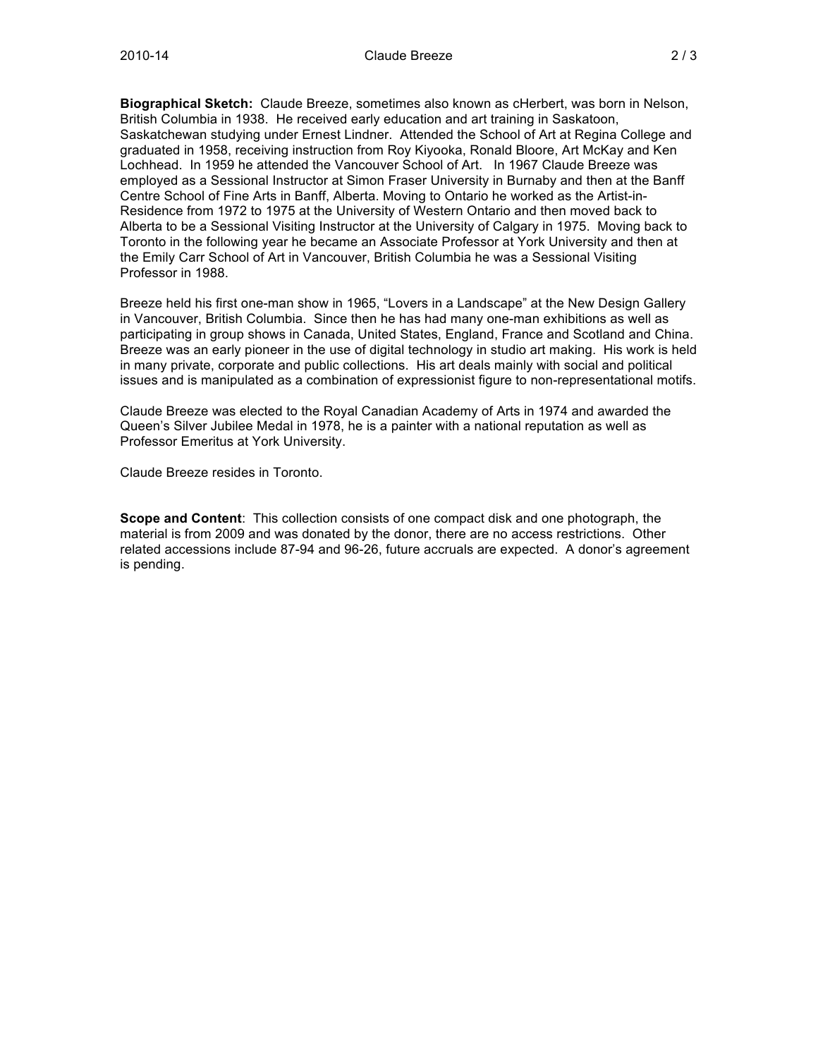**Biographical Sketch:** Claude Breeze, sometimes also known as cHerbert, was born in Nelson, British Columbia in 1938. He received early education and art training in Saskatoon, Saskatchewan studying under Ernest Lindner. Attended the School of Art at Regina College and graduated in 1958, receiving instruction from Roy Kiyooka, Ronald Bloore, Art McKay and Ken Lochhead. In 1959 he attended the Vancouver School of Art. In 1967 Claude Breeze was employed as a Sessional Instructor at Simon Fraser University in Burnaby and then at the Banff Centre School of Fine Arts in Banff, Alberta. Moving to Ontario he worked as the Artist-in-Residence from 1972 to 1975 at the University of Western Ontario and then moved back to Alberta to be a Sessional Visiting Instructor at the University of Calgary in 1975. Moving back to Toronto in the following year he became an Associate Professor at York University and then at the Emily Carr School of Art in Vancouver, British Columbia he was a Sessional Visiting Professor in 1988.

Breeze held his first one-man show in 1965, "Lovers in a Landscape" at the New Design Gallery in Vancouver, British Columbia. Since then he has had many one-man exhibitions as well as participating in group shows in Canada, United States, England, France and Scotland and China. Breeze was an early pioneer in the use of digital technology in studio art making. His work is held in many private, corporate and public collections. His art deals mainly with social and political issues and is manipulated as a combination of expressionist figure to non-representational motifs.

Claude Breeze was elected to the Royal Canadian Academy of Arts in 1974 and awarded the Queen's Silver Jubilee Medal in 1978, he is a painter with a national reputation as well as Professor Emeritus at York University.

Claude Breeze resides in Toronto.

**Scope and Content**: This collection consists of one compact disk and one photograph, the material is from 2009 and was donated by the donor, there are no access restrictions. Other related accessions include 87-94 and 96-26, future accruals are expected. A donor's agreement is pending.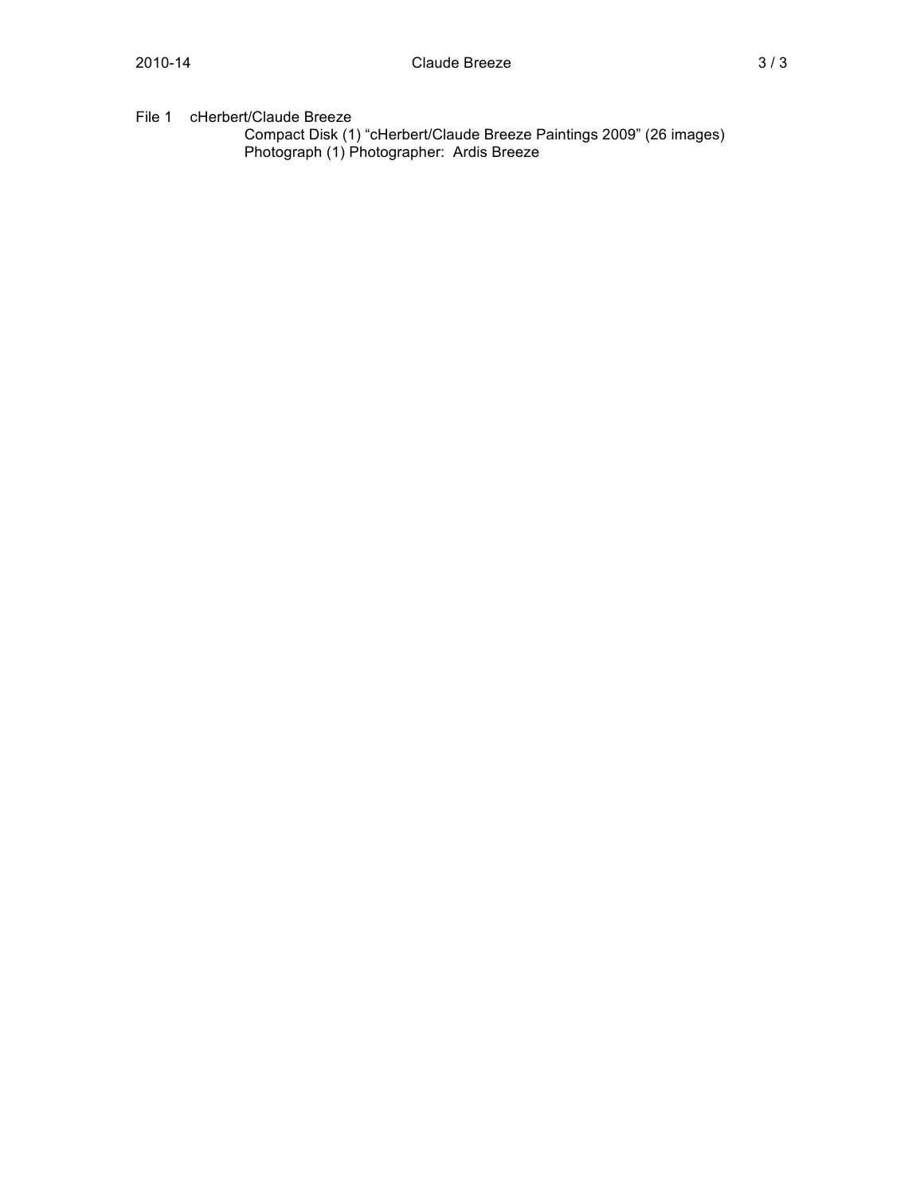File 1 cHerbert/Claude Breeze

Compact Disk (1) "cHerbert/Claude Breeze Paintings 2009" (26 images)

Photograph (1) Photographer: Ardis Breeze